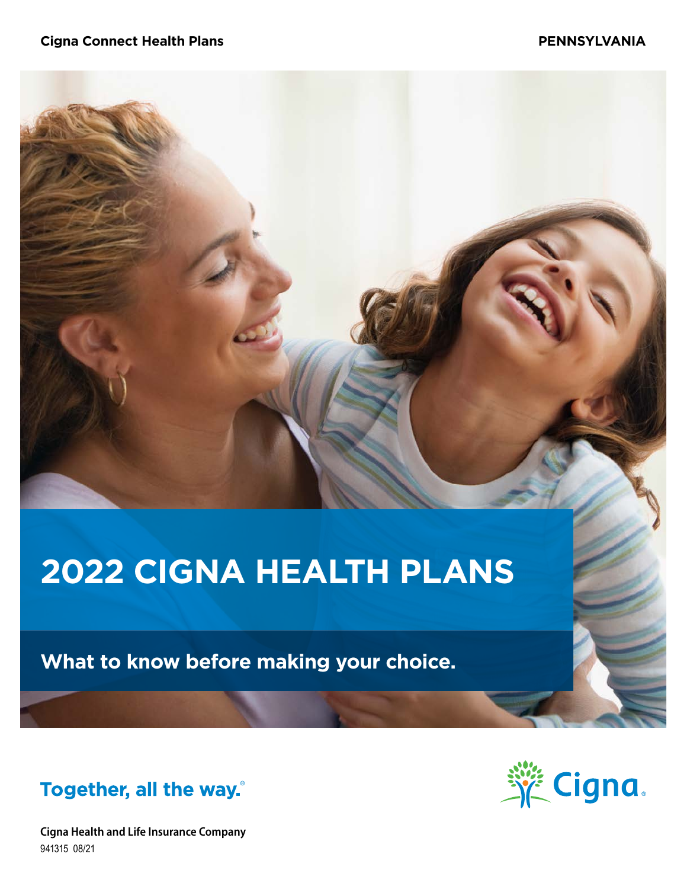**Cigna Connect Health Plans** **PENNSYLVANIA**

# 2022 CIGNA HEALTH PLANS

## What to know before making your choice.

**Together, all the way.**®

Cigna®

**Cigna Health and Life Insurance Company**

941315 08/21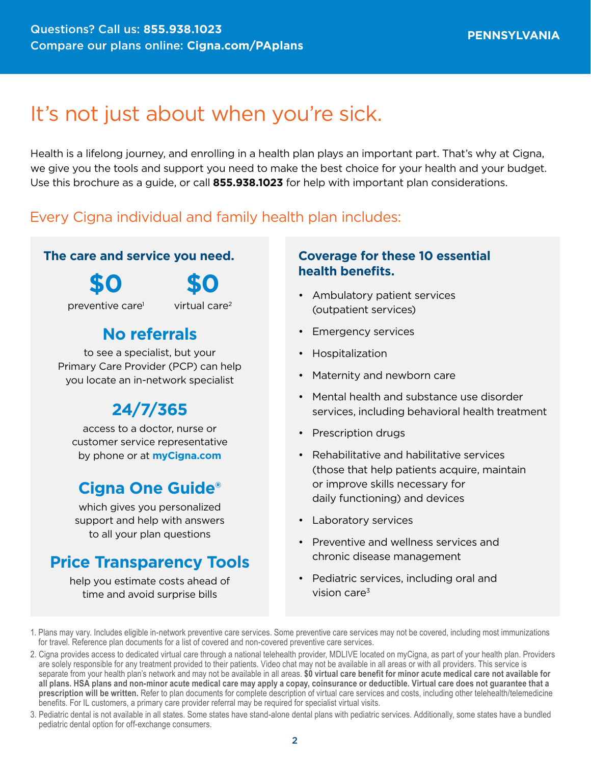Questions? Call us: **855.938.1023**
Compare our plans online: **Cigna.com/PAplans**

**PENNSYLVANIA**

# It's not just about when you're sick.

Health is a lifelong journey, and enrolling in a health plan plays an important part. That's why at Cigna, we give you the tools and support you need to make the best choice for your health and your budget. Use this brochure as a guide, or call **855.938.1023** for help with important plan considerations.

## Every Cigna individual and family health plan includes:

### The care and service you need.

**$0** preventive care[1]

**$0** virtual care[2]

**No referrals** to see a specialist, but your Primary Care Provider (PCP) can help you locate an in-network specialist

**24/7/365** access to a doctor, nurse or customer service representative by phone or at **myCigna.com**

**Cigna One Guide®** which gives you personalized support and help with answers to all your plan questions

**Price Transparency Tools** help you estimate costs ahead of time and avoid surprise bills

### Coverage for these 10 essential health benefits.

- Ambulatory patient services (outpatient services)
- Emergency services
- Hospitalization
- Maternity and newborn care
- Mental health and substance use disorder services, including behavioral health treatment
- Prescription drugs
- Rehabilitative and habilitative services (those that help patients acquire, maintain or improve skills necessary for daily functioning) and devices
- Laboratory services
- Preventive and wellness services and chronic disease management
- Pediatric services, including oral and vision care[3]

1. Plans may vary. Includes eligible in-network preventive care services. Some preventive care services may not be covered, including most immunizations for travel. Reference plan documents for a list of covered and non-covered preventive care services.
2. Cigna provides access to dedicated virtual care through a national telehealth provider, MDLIVE located on myCigna, as part of your health plan. Providers are solely responsible for any treatment provided to their patients. Video chat may not be available in all areas or with all providers. This service is separate from your health plan's network and may not be available in all areas. **$0 virtual care benefit for minor acute medical care not available for all plans. HSA plans and non-minor acute medical care may apply a copay, coinsurance or deductible. Virtual care does not guarantee that a prescription will be written.** Refer to plan documents for complete description of virtual care services and costs, including other telehealth/telemedicine benefits. For IL customers, a primary care provider referral may be required for specialist virtual visits.
3. Pediatric dental is not available in all states. Some states have stand-alone dental plans with pediatric services. Additionally, some states have a bundled pediatric dental option for off-exchange consumers.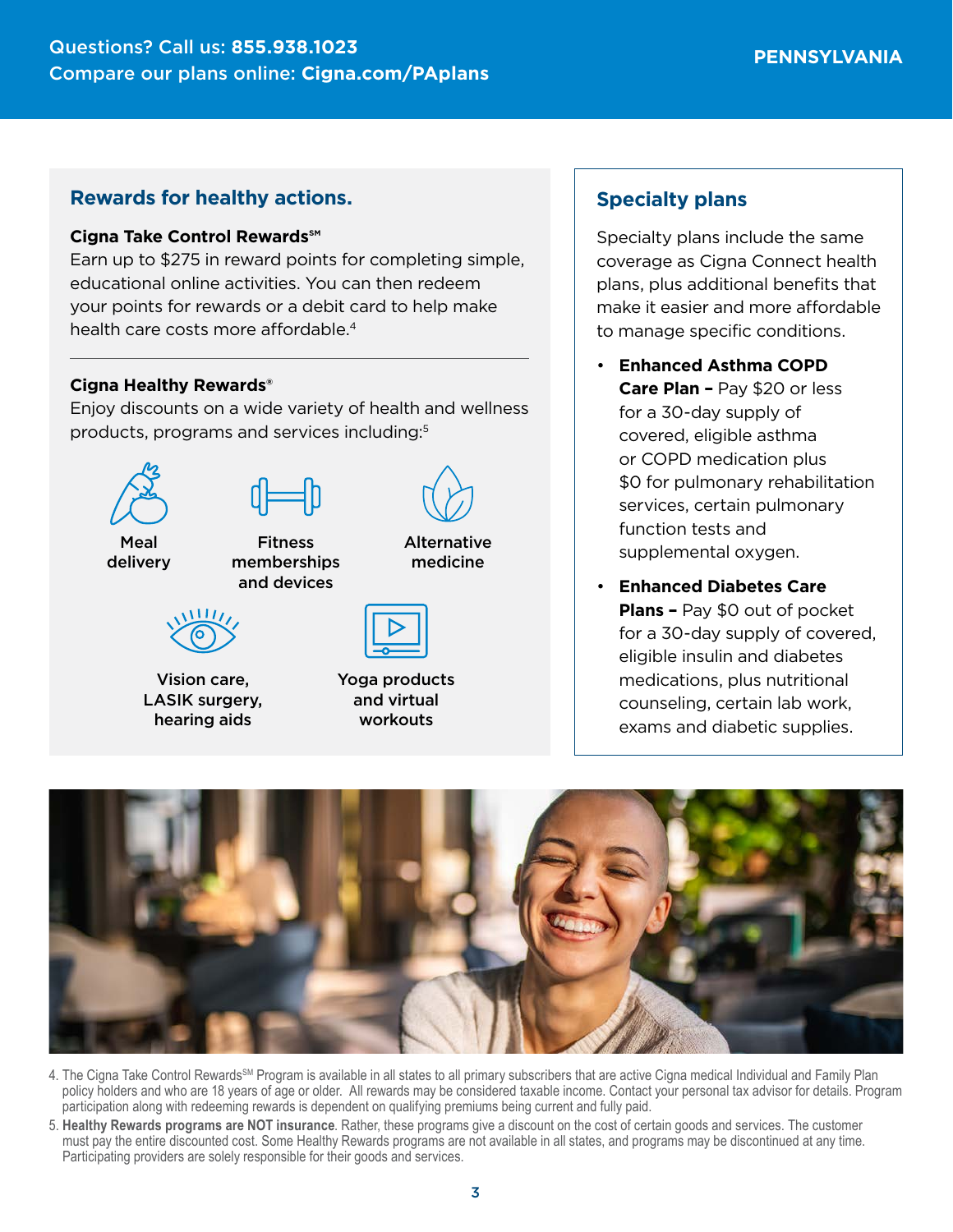## Rewards for healthy actions.

**Cigna Take Control Rewards℠**

Earn up to $275 in reward points for completing simple, educational online activities. You can then redeem your points for rewards or a debit card to help make health care costs more affordable.[4]

---

**Cigna Healthy Rewards®**

Enjoy discounts on a wide variety of health and wellness products, programs and services including:[5]

- Meal delivery
- Fitness memberships and devices
- Alternative medicine
- Vision care, LASIK surgery, hearing aids
- Yoga products and virtual workouts

## Specialty plans

Specialty plans include the same coverage as Cigna Connect health plans, plus additional benefits that make it easier and more affordable to manage specific conditions.

- **Enhanced Asthma COPD Care Plan –** Pay $20 or less for a 30-day supply of covered, eligible asthma or COPD medication plus $0 for pulmonary rehabilitation services, certain pulmonary function tests and supplemental oxygen.
- **Enhanced Diabetes Care Plans –** Pay $0 out of pocket for a 30-day supply of covered, eligible insulin and diabetes medications, plus nutritional counseling, certain lab work, exams and diabetic supplies.

4. The Cigna Take Control Rewards℠ Program is available in all states to all primary subscribers that are active Cigna medical Individual and Family Plan policy holders and who are 18 years of age or older. All rewards may be considered taxable income. Contact your personal tax advisor for details. Program participation along with redeeming rewards is dependent on qualifying premiums being current and fully paid.
5. **Healthy Rewards programs are NOT insurance**. Rather, these programs give a discount on the cost of certain goods and services. The customer must pay the entire discounted cost. Some Healthy Rewards programs are not available in all states, and programs may be discontinued at any time. Participating providers are solely responsible for their goods and services.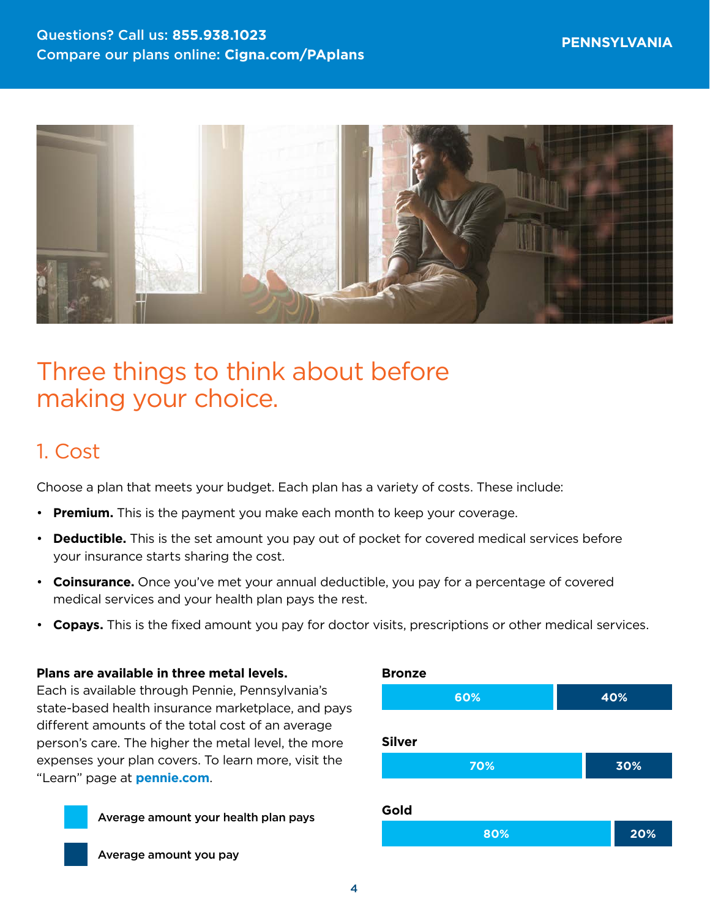# Three things to think about before making your choice.

## 1. Cost

Choose a plan that meets your budget. Each plan has a variety of costs. These include:

- **Premium.** This is the payment you make each month to keep your coverage.
- **Deductible.** This is the set amount you pay out of pocket for covered medical services before your insurance starts sharing the cost.
- **Coinsurance.** Once you've met your annual deductible, you pay for a percentage of covered medical services and your health plan pays the rest.
- **Copays.** This is the fixed amount you pay for doctor visits, prescriptions or other medical services.

**Plans are available in three metal levels.**
Each is available through Pennie, Pennsylvania's state-based health insurance marketplace, and pays different amounts of the total cost of an average person's care. The higher the metal level, the more expenses your plan covers. To learn more, visit the "Learn" page at **pennie.com**.

| Metal level | Average amount your health plan pays | Average amount you pay |
| --- | --- | --- |
| Bronze | 60% | 40% |
| Silver | 70% | 30% |
| Gold | 80% | 20% |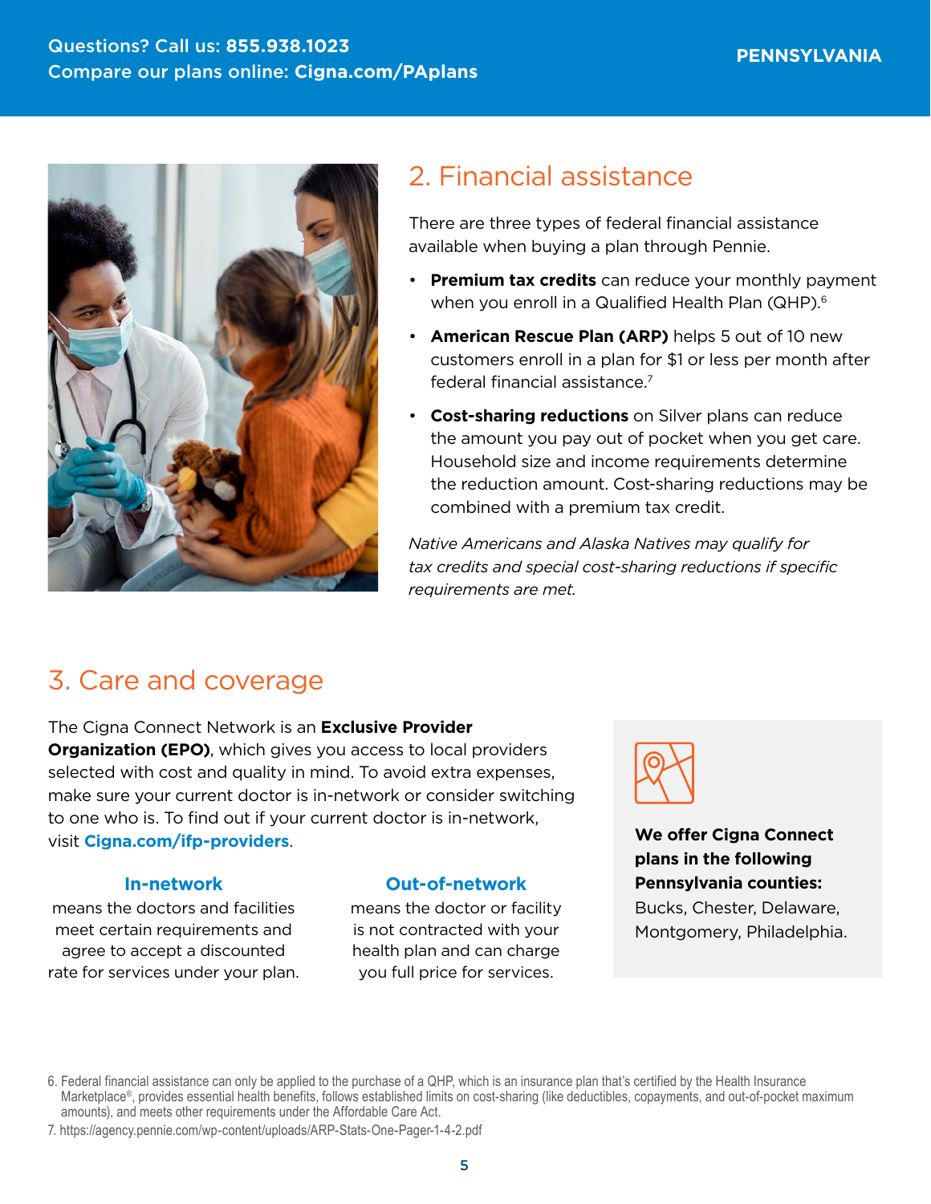## 2. Financial assistance

There are three types of federal financial assistance available when buying a plan through Pennie.

- **Premium tax credits** can reduce your monthly payment when you enroll in a Qualified Health Plan (QHP).[6]
- **American Rescue Plan (ARP)** helps 5 out of 10 new customers enroll in a plan for $1 or less per month after federal financial assistance.[7]
- **Cost-sharing reductions** on Silver plans can reduce the amount you pay out of pocket when you get care. Household size and income requirements determine the reduction amount. Cost-sharing reductions may be combined with a premium tax credit.

*Native Americans and Alaska Natives may qualify for tax credits and special cost-sharing reductions if specific requirements are met.*

## 3. Care and coverage

The Cigna Connect Network is an **Exclusive Provider Organization (EPO)**, which gives you access to local providers selected with cost and quality in mind. To avoid extra expenses, make sure your current doctor is in-network or consider switching to one who is. To find out if your current doctor is in-network, visit **Cigna.com/ifp-providers**.

**In-network**
means the doctors and facilities meet certain requirements and agree to accept a discounted rate for services under your plan.

**Out-of-network**
means the doctor or facility is not contracted with your health plan and can charge you full price for services.

**We offer Cigna Connect plans in the following Pennsylvania counties:**
Bucks, Chester, Delaware, Montgomery, Philadelphia.

6. Federal financial assistance can only be applied to the purchase of a QHP, which is an insurance plan that's certified by the Health Insurance Marketplace®, provides essential health benefits, follows established limits on cost-sharing (like deductibles, copayments, and out-of-pocket maximum amounts), and meets other requirements under the Affordable Care Act.

7. https://agency.pennie.com/wp-content/uploads/ARP-Stats-One-Pager-1-4-2.pdf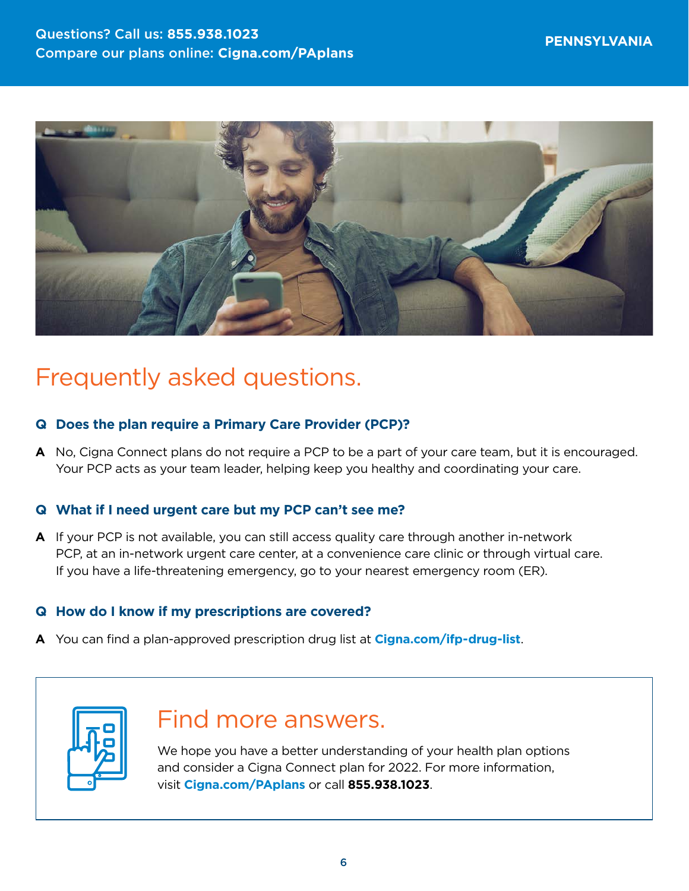Questions? Call us: **855.938.1023**
Compare our plans online: **Cigna.com/PAplans**

**PENNSYLVANIA**

# Frequently asked questions.

**Q Does the plan require a Primary Care Provider (PCP)?**

**A** No, Cigna Connect plans do not require a PCP to be a part of your care team, but it is encouraged. Your PCP acts as your team leader, helping keep you healthy and coordinating your care.

**Q What if I need urgent care but my PCP can't see me?**

**A** If your PCP is not available, you can still access quality care through another in-network PCP, at an in-network urgent care center, at a convenience care clinic or through virtual care. If you have a life-threatening emergency, go to your nearest emergency room (ER).

**Q How do I know if my prescriptions are covered?**

**A** You can find a plan-approved prescription drug list at **Cigna.com/ifp-drug-list**.

## Find more answers.

We hope you have a better understanding of your health plan options and consider a Cigna Connect plan for 2022. For more information, visit **Cigna.com/PAplans** or call **855.938.1023**.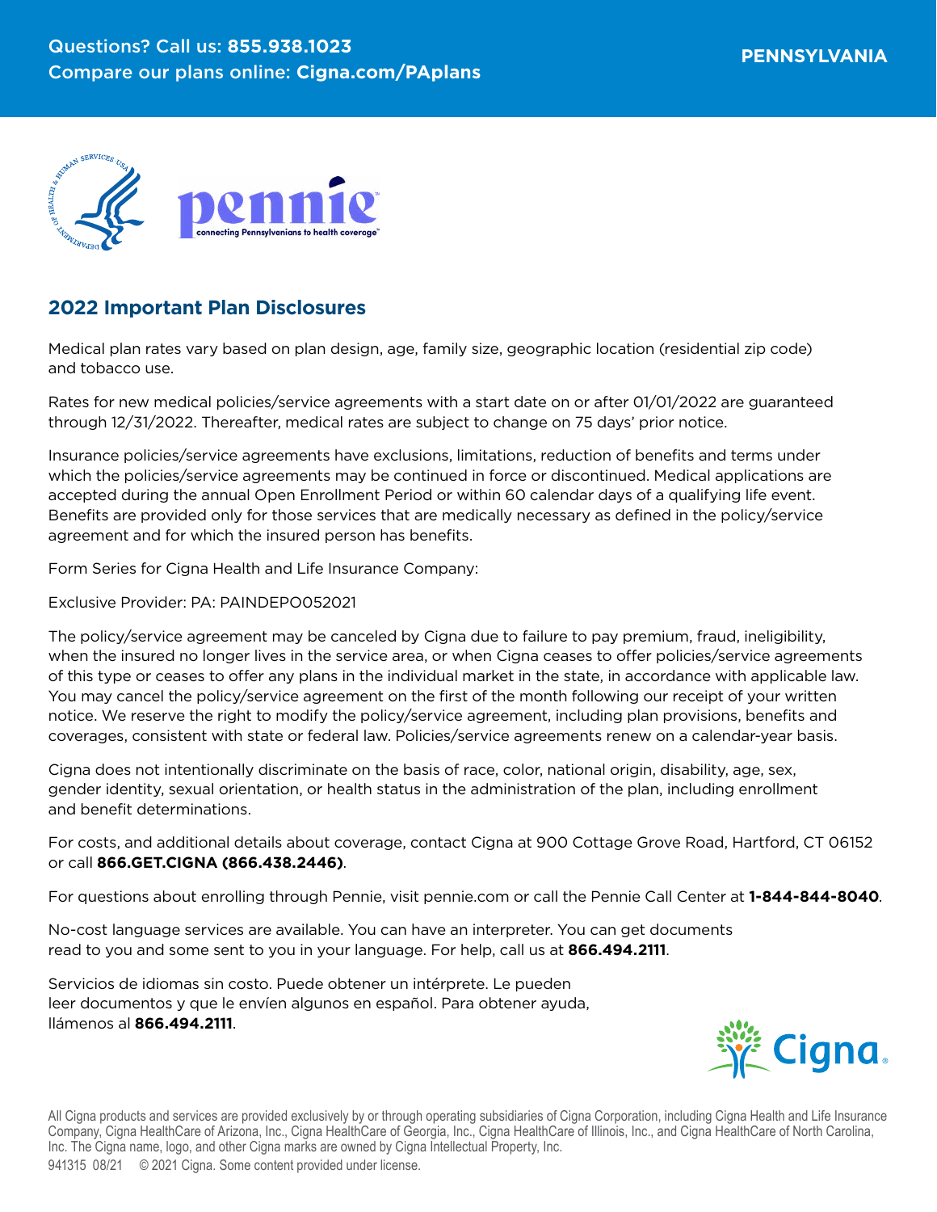Questions? Call us: **855.938.1023**
Compare our plans online: **Cigna.com/PAplans**

**PENNSYLVANIA**

pennie
connecting Pennsylvanians to health coverage™

## 2022 Important Plan Disclosures

Medical plan rates vary based on plan design, age, family size, geographic location (residential zip code) and tobacco use.

Rates for new medical policies/service agreements with a start date on or after 01/01/2022 are guaranteed through 12/31/2022. Thereafter, medical rates are subject to change on 75 days' prior notice.

Insurance policies/service agreements have exclusions, limitations, reduction of benefits and terms under which the policies/service agreements may be continued in force or discontinued. Medical applications are accepted during the annual Open Enrollment Period or within 60 calendar days of a qualifying life event. Benefits are provided only for those services that are medically necessary as defined in the policy/service agreement and for which the insured person has benefits.

Form Series for Cigna Health and Life Insurance Company:

Exclusive Provider: PA: PAINDEPO052021

The policy/service agreement may be canceled by Cigna due to failure to pay premium, fraud, ineligibility, when the insured no longer lives in the service area, or when Cigna ceases to offer policies/service agreements of this type or ceases to offer any plans in the individual market in the state, in accordance with applicable law. You may cancel the policy/service agreement on the first of the month following our receipt of your written notice. We reserve the right to modify the policy/service agreement, including plan provisions, benefits and coverages, consistent with state or federal law. Policies/service agreements renew on a calendar-year basis.

Cigna does not intentionally discriminate on the basis of race, color, national origin, disability, age, sex, gender identity, sexual orientation, or health status in the administration of the plan, including enrollment and benefit determinations.

For costs, and additional details about coverage, contact Cigna at 900 Cottage Grove Road, Hartford, CT 06152 or call **866.GET.CIGNA (866.438.2446)**.

For questions about enrolling through Pennie, visit pennie.com or call the Pennie Call Center at **1-844-844-8040**.

No-cost language services are available. You can have an interpreter. You can get documents read to you and some sent to you in your language. For help, call us at **866.494.2111**.

Servicios de idiomas sin costo. Puede obtener un intérprete. Le pueden leer documentos y que le envíen algunos en español. Para obtener ayuda, llámenos al **866.494.2111**.

Cigna.

All Cigna products and services are provided exclusively by or through operating subsidiaries of Cigna Corporation, including Cigna Health and Life Insurance Company, Cigna HealthCare of Arizona, Inc., Cigna HealthCare of Georgia, Inc., Cigna HealthCare of Illinois, Inc., and Cigna HealthCare of North Carolina, Inc. The Cigna name, logo, and other Cigna marks are owned by Cigna Intellectual Property, Inc.

941315 08/21 © 2021 Cigna. Some content provided under license.